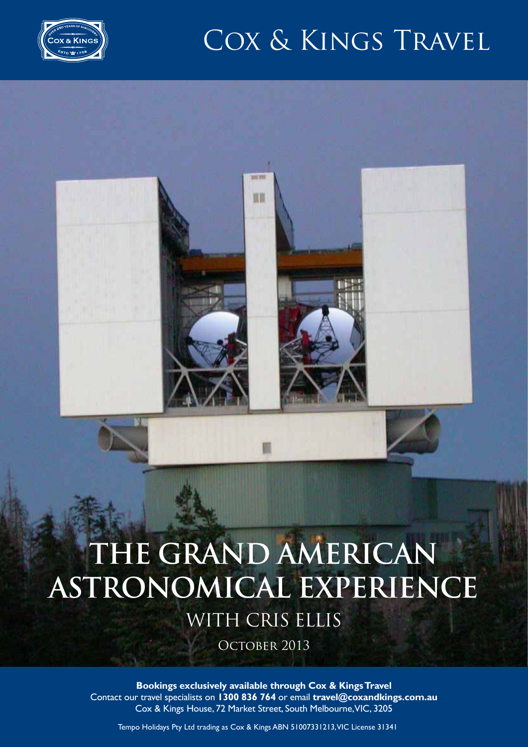# Cox & Kings Travel

# THE GRAND AMERICAN ASTRONOMICAL EXPERIENCE

## WITH CRIS ELLIS

October 2013

**Bookings exclusively available through Cox & Kings Travel**
Contact our travel specialists on **1300 836 764** or email **travel@coxandkings.com.au**
Cox & Kings House, 72 Market Street, South Melbourne, VIC, 3205

Tempo Holidays Pty Ltd trading as Cox & Kings ABN 51007331213, VIC License 31341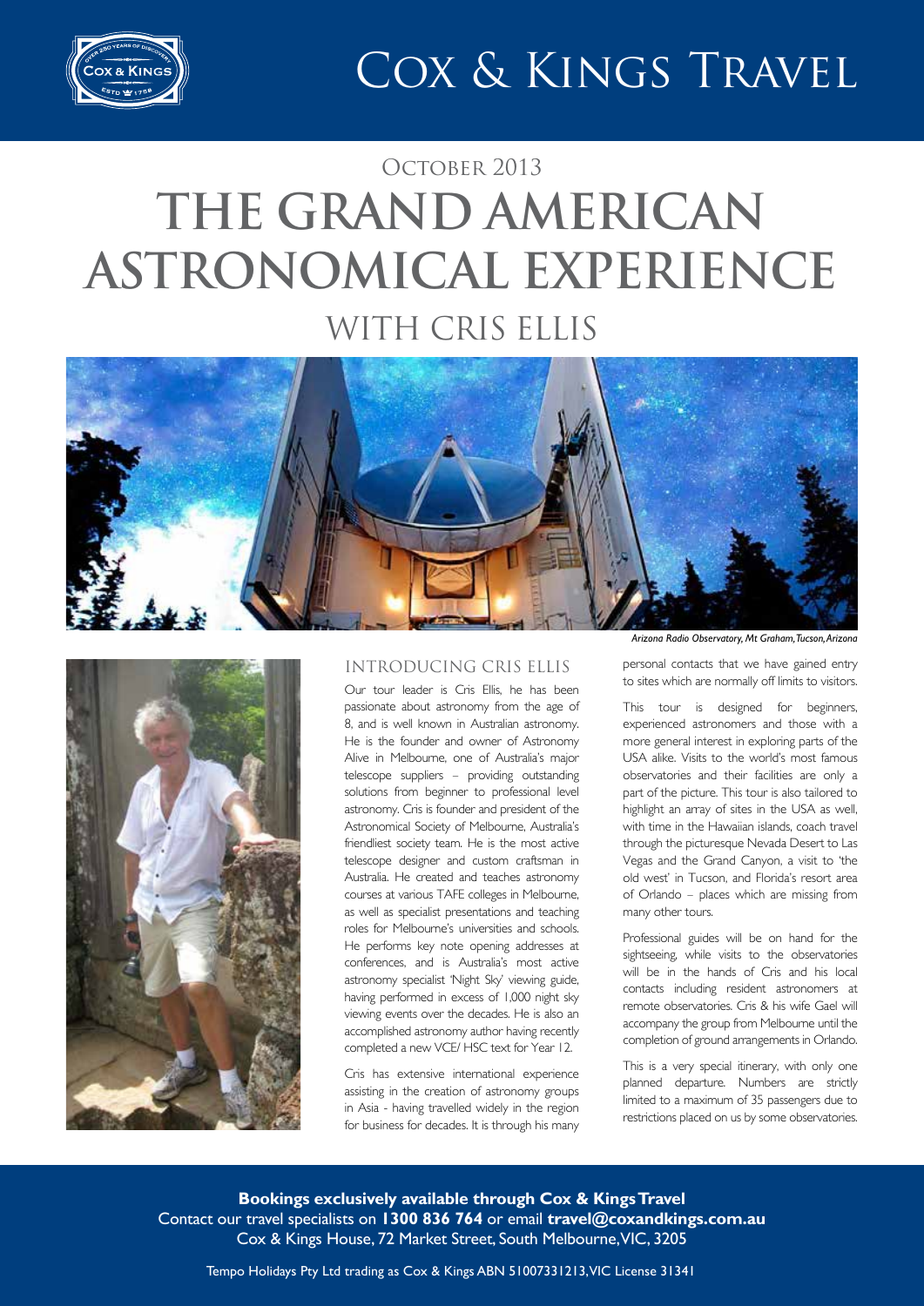# Cox & Kings Travel

## October 2013

# THE GRAND AMERICAN ASTRONOMICAL EXPERIENCE

## WITH CRIS ELLIS

*Arizona Radio Observatory, Mt Graham, Tucson, Arizona*

### INTRODUCING CRIS ELLIS

Our tour leader is Cris Ellis, he has been passionate about astronomy from the age of 8, and is well known in Australian astronomy. He is the founder and owner of Astronomy Alive in Melbourne, one of Australia's major telescope suppliers – providing outstanding solutions from beginner to professional level astronomy. Cris is founder and president of the Astronomical Society of Melbourne, Australia's friendliest society team. He is the most active telescope designer and custom craftsman in Australia. He created and teaches astronomy courses at various TAFE colleges in Melbourne, as well as specialist presentations and teaching roles for Melbourne's universities and schools. He performs key note opening addresses at conferences, and is Australia's most active astronomy specialist 'Night Sky' viewing guide, having performed in excess of 1,000 night sky viewing events over the decades. He is also an accomplished astronomy author having recently completed a new VCE/ HSC text for Year 12.

Cris has extensive international experience assisting in the creation of astronomy groups in Asia - having travelled widely in the region for business for decades. It is through his many personal contacts that we have gained entry to sites which are normally off limits to visitors.

This tour is designed for beginners, experienced astronomers and those with a more general interest in exploring parts of the USA alike. Visits to the world's most famous observatories and their facilities are only a part of the picture. This tour is also tailored to highlight an array of sites in the USA as well, with time in the Hawaiian islands, coach travel through the picturesque Nevada Desert to Las Vegas and the Grand Canyon, a visit to 'the old west' in Tucson, and Florida's resort area of Orlando – places which are missing from many other tours.

Professional guides will be on hand for the sightseeing, while visits to the observatories will be in the hands of Cris and his local contacts including resident astronomers at remote observatories. Cris & his wife Gael will accompany the group from Melbourne until the completion of ground arrangements in Orlando.

This is a very special itinerary, with only one planned departure. Numbers are strictly limited to a maximum of 35 passengers due to restrictions placed on us by some observatories.

**Bookings exclusively available through Cox & Kings Travel**
Contact our travel specialists on **1300 836 764** or email **travel@coxandkings.com.au**
Cox & Kings House, 72 Market Street, South Melbourne, VIC, 3205

Tempo Holidays Pty Ltd trading as Cox & Kings ABN 51007331213, VIC License 31341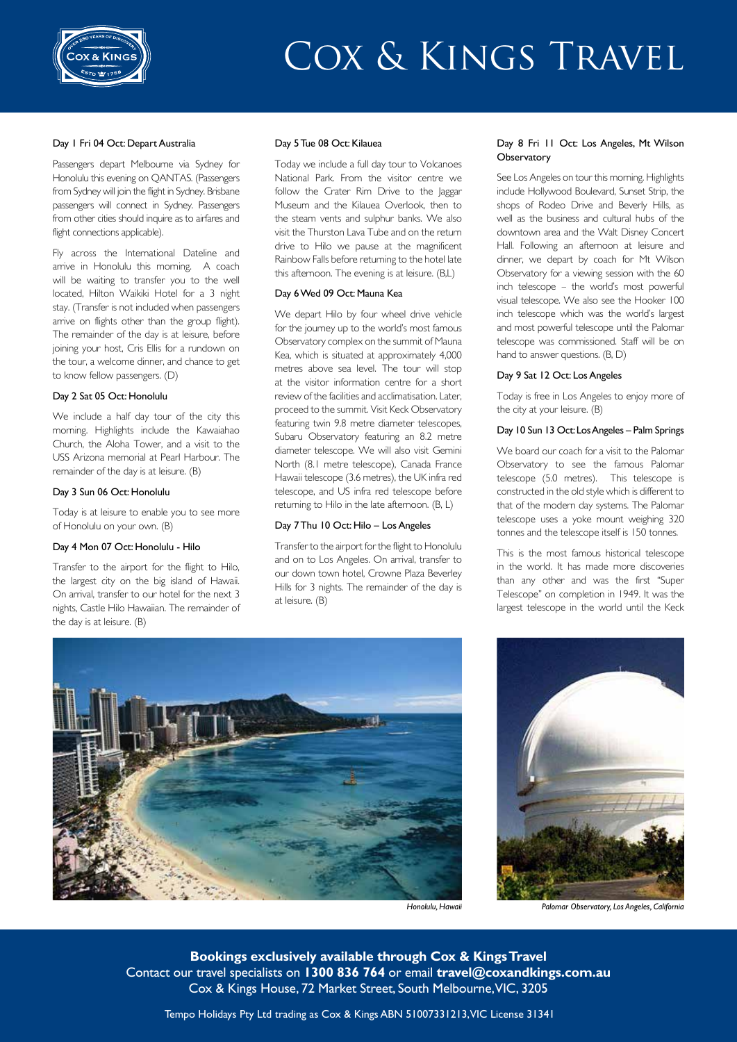# Cox & Kings Travel

### Day 1 Fri 04 Oct: Depart Australia

Passengers depart Melbourne via Sydney for Honolulu this evening on QANTAS. (Passengers from Sydney will join the flight in Sydney. Brisbane passengers will connect in Sydney. Passengers from other cities should inquire as to airfares and flight connections applicable).

Fly across the International Dateline and arrive in Honolulu this morning. A coach will be waiting to transfer you to the well located, Hilton Waikiki Hotel for a 3 night stay. (Transfer is not included when passengers arrive on flights other than the group flight). The remainder of the day is at leisure, before joining your host, Cris Ellis for a rundown on the tour, a welcome dinner, and chance to get to know fellow passengers. (D)

### Day 2 Sat 05 Oct: Honolulu

We include a half day tour of the city this morning. Highlights include the Kawaiahao Church, the Aloha Tower, and a visit to the USS Arizona memorial at Pearl Harbour. The remainder of the day is at leisure. (B)

### Day 3 Sun 06 Oct: Honolulu

Today is at leisure to enable you to see more of Honolulu on your own. (B)

### Day 4 Mon 07 Oct: Honolulu - Hilo

Transfer to the airport for the flight to Hilo, the largest city on the big island of Hawaii. On arrival, transfer to our hotel for the next 3 nights, Castle Hilo Hawaiian. The remainder of the day is at leisure. (B)

### Day 5 Tue 08 Oct: Kilauea

Today we include a full day tour to Volcanoes National Park. From the visitor centre we follow the Crater Rim Drive to the Jaggar Museum and the Kilauea Overlook, then to the steam vents and sulphur banks. We also visit the Thurston Lava Tube and on the return drive to Hilo we pause at the magnificent Rainbow Falls before returning to the hotel late this afternoon. The evening is at leisure. (B,L)

### Day 6 Wed 09 Oct: Mauna Kea

We depart Hilo by four wheel drive vehicle for the journey up to the world's most famous Observatory complex on the summit of Mauna Kea, which is situated at approximately 4,000 metres above sea level. The tour will stop at the visitor information centre for a short review of the facilities and acclimatisation. Later, proceed to the summit. Visit Keck Observatory featuring twin 9.8 metre diameter telescopes, Subaru Observatory featuring an 8.2 metre diameter telescope. We will also visit Gemini North (8.1 metre telescope), Canada France Hawaii telescope (3.6 metres), the UK infra red telescope, and US infra red telescope before returning to Hilo in the late afternoon. (B, L)

### Day 7 Thu 10 Oct: Hilo – Los Angeles

Transfer to the airport for the flight to Honolulu and on to Los Angeles. On arrival, transfer to our down town hotel, Crowne Plaza Beverley Hills for 3 nights. The remainder of the day is at leisure. (B)

### Day 8 Fri 11 Oct: Los Angeles, Mt Wilson Observatory

See Los Angeles on tour this morning. Highlights include Hollywood Boulevard, Sunset Strip, the shops of Rodeo Drive and Beverly Hills, as well as the business and cultural hubs of the downtown area and the Walt Disney Concert Hall. Following an afternoon at leisure and dinner, we depart by coach for Mt Wilson Observatory for a viewing session with the 60 inch telescope – the world's most powerful visual telescope. We also see the Hooker 100 inch telescope which was the world's largest and most powerful telescope until the Palomar telescope was commissioned. Staff will be on hand to answer questions. (B, D)

### Day 9 Sat 12 Oct: Los Angeles

Today is free in Los Angeles to enjoy more of the city at your leisure. (B)

### Day 10 Sun 13 Oct: Los Angeles – Palm Springs

We board our coach for a visit to the Palomar Observatory to see the famous Palomar telescope (5.0 metres). This telescope is constructed in the old style which is different to that of the modern day systems. The Palomar telescope uses a yoke mount weighing 320 tonnes and the telescope itself is 150 tonnes.

This is the most famous historical telescope in the world. It has made more discoveries than any other and was the first "Super Telescope" on completion in 1949. It was the largest telescope in the world until the Keck

*Honolulu, Hawaii*

*Palomar Observatory, Los Angeles, California*

**Bookings exclusively available through Cox & Kings Travel**
Contact our travel specialists on **1300 836 764** or email **travel@coxandkings.com.au**
Cox & Kings House, 72 Market Street, South Melbourne, VIC, 3205

Tempo Holidays Pty Ltd trading as Cox & Kings ABN 51007331213, VIC License 31341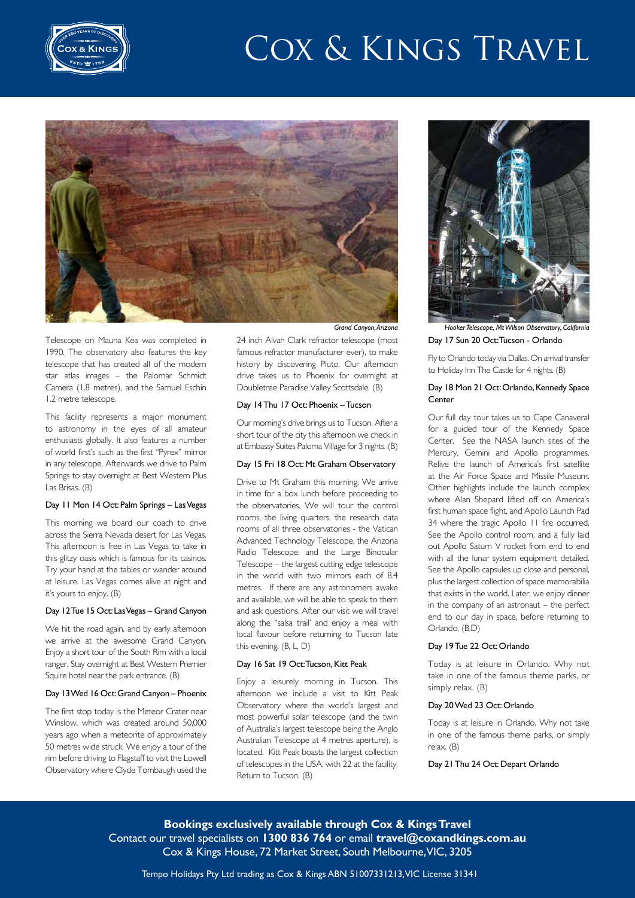# Cox & Kings Travel

*Grand Canyon, Arizona*

*Hooker Telescope, Mt Wilson Observatory, California*

Telescope on Mauna Kea was completed in 1990. The observatory also features the key telescope that has created all of the modern star atlas images – the Palomar Schmidt Camera (1.8 metres), and the Samuel Eschin 1.2 metre telescope.

This facility represents a major monument to astronomy in the eyes of all amateur enthusiasts globally. It also features a number of world first's such as the first "Pyrex" mirror in any telescope. Afterwards we drive to Palm Springs to stay overnight at Best Western Plus Las Brisas. (B)

#### Day 11 Mon 14 Oct: Palm Springs – Las Vegas

This morning we board our coach to drive across the Sierra Nevada desert for Las Vegas. This afternoon is free in Las Vegas to take in this glitzy oasis which is famous for its casinos. Try your hand at the tables or wander around at leisure. Las Vegas comes alive at night and it's yours to enjoy. (B)

#### Day 12 Tue 15 Oct: Las Vegas – Grand Canyon

We hit the road again, and by early afternoon we arrive at the awesome Grand Canyon. Enjoy a short tour of the South Rim with a local ranger. Stay overnight at Best Western Premier Squire hotel near the park entrance. (B)

#### Day 13 Wed 16 Oct: Grand Canyon – Phoenix

The first stop today is the Meteor Crater near Winslow, which was created around 50,000 years ago when a meteorite of approximately 50 metres wide struck. We enjoy a tour of the rim before driving to Flagstaff to visit the Lowell Observatory where Clyde Tombaugh used the 24 inch Alvan Clark refractor telescope (most famous refractor manufacturer ever), to make history by discovering Pluto. Our afternoon drive takes us to Phoenix for overnight at Doubletree Paradise Valley Scottsdale. (B)

#### Day 14 Thu 17 Oct: Phoenix – Tucson

Our morning's drive brings us to Tucson. After a short tour of the city this afternoon we check in at Embassy Suites Paloma Village for 3 nights. (B)

#### Day 15 Fri 18 Oct: Mt Graham Observatory

Drive to Mt Graham this morning. We arrive in time for a box lunch before proceeding to the observatories. We will tour the control rooms, the living quarters, the research data rooms of all three observatories - the Vatican Advanced Technology Telescope, the Arizona Radio Telescope, and the Large Binocular Telescope – the largest cutting edge telescope in the world with two mirrors each of 8.4 metres. If there are any astronomers awake and available, we will be able to speak to them and ask questions. After our visit we will travel along the "salsa trail' and enjoy a meal with local flavour before returning to Tucson late this evening. (B, L, D)

#### Day 16 Sat 19 Oct: Tucson, Kitt Peak

Enjoy a leisurely morning in Tucson. This afternoon we include a visit to Kitt Peak Observatory where the world's largest and most powerful solar telescope (and the twin of Australia's largest telescope being the Anglo Australian Telescope at 4 metres aperture), is located. Kitt Peak boasts the largest collection of telescopes in the USA, with 22 at the facility. Return to Tucson. (B)

#### Day 17 Sun 20 Oct: Tucson - Orlando

Fly to Orlando today via Dallas. On arrival transfer to Holiday Inn The Castle for 4 nights. (B)

#### Day 18 Mon 21 Oct: Orlando, Kennedy Space Center

Our full day tour takes us to Cape Canaveral for a guided tour of the Kennedy Space Center. See the NASA launch sites of the Mercury, Gemini and Apollo programmes. Relive the launch of America's first satellite at the Air Force Space and Missile Museum. Other highlights include the launch complex where Alan Shepard lifted off on America's first human space flight, and Apollo Launch Pad 34 where the tragic Apollo 11 fire occurred. See the Apollo control room, and a fully laid out Apollo Saturn V rocket from end to end with all the lunar system equipment detailed. See the Apollo capsules up close and personal, plus the largest collection of space memorabilia that exists in the world. Later, we enjoy dinner in the company of an astronaut – the perfect end to our day in space, before returning to Orlando. (B,D)

#### Day 19 Tue 22 Oct: Orlando

Today is at leisure in Orlando. Why not take in one of the famous theme parks, or simply relax. (B)

#### Day 20 Wed 23 Oct: Orlando

Today is at leisure in Orlando. Why not take in one of the famous theme parks, or simply relax. (B)

#### Day 21 Thu 24 Oct: Depart Orlando

**Bookings exclusively available through Cox & Kings Travel**
Contact our travel specialists on **1300 836 764** or email **travel@coxandkings.com.au**
Cox & Kings House, 72 Market Street, South Melbourne, VIC, 3205

Tempo Holidays Pty Ltd trading as Cox & Kings ABN 51007331213, VIC License 31341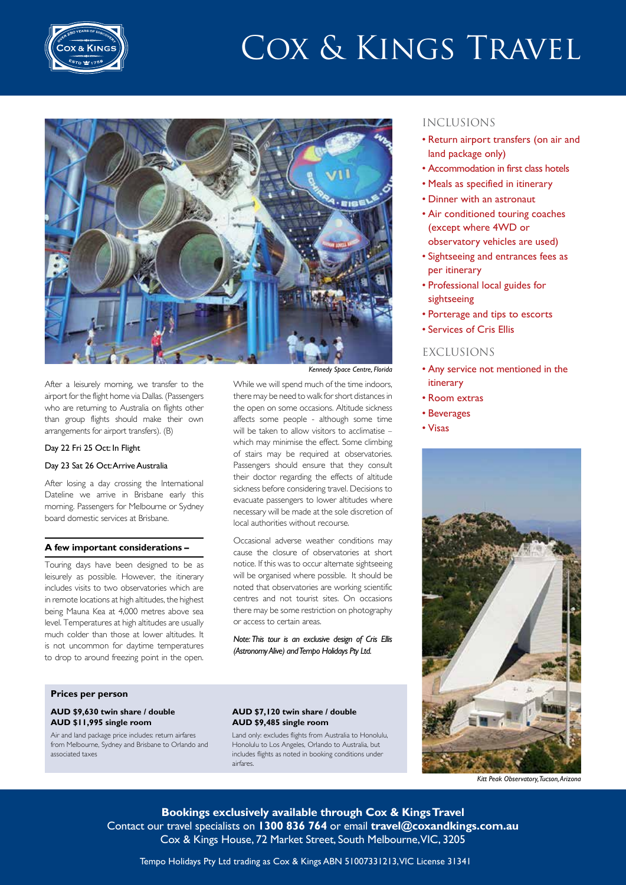# Cox & Kings Travel

*Kennedy Space Centre, Florida*

After a leisurely morning, we transfer to the airport for the flight home via Dallas. (Passengers who are returning to Australia on flights other than group flights should make their own arrangements for airport transfers). (B)

Day 22 Fri 25 Oct: In Flight

Day 23 Sat 26 Oct: Arrive Australia

After losing a day crossing the International Dateline we arrive in Brisbane early this morning. Passengers for Melbourne or Sydney board domestic services at Brisbane.

**A few important considerations –**

Touring days have been designed to be as leisurely as possible. However, the itinerary includes visits to two observatories which are in remote locations at high altitudes, the highest being Mauna Kea at 4,000 metres above sea level. Temperatures at high altitudes are usually much colder than those at lower altitudes. It is not uncommon for daytime temperatures to drop to around freezing point in the open.

While we will spend much of the time indoors, there may be need to walk for short distances in the open on some occasions. Altitude sickness affects some people - although some time will be taken to allow visitors to acclimatise – which may minimise the effect. Some climbing of stairs may be required at observatories. Passengers should ensure that they consult their doctor regarding the effects of altitude sickness before considering travel. Decisions to evacuate passengers to lower altitudes where necessary will be made at the sole discretion of local authorities without recourse.

Occasional adverse weather conditions may cause the closure of observatories at short notice. If this was to occur alternate sightseeing will be organised where possible. It should be noted that observatories are working scientific centres and not tourist sites. On occasions there may be some restriction on photography or access to certain areas.

*Note: This tour is an exclusive design of Cris Ellis (Astronomy Alive) and Tempo Holidays Pty Ltd.*

## INCLUSIONS

- Return airport transfers (on air and land package only)
- Accommodation in first class hotels
- Meals as specified in itinerary
- Dinner with an astronaut
- Air conditioned touring coaches (except where 4WD or observatory vehicles are used)
- Sightseeing and entrances fees as per itinerary
- Professional local guides for sightseeing
- Porterage and tips to escorts
- Services of Cris Ellis

## EXCLUSIONS

- Any service not mentioned in the itinerary
- Room extras
- Beverages
- Visas

*Kitt Peak Observatory, Tucson, Arizona*

### Prices per person

**AUD $9,630 twin share / double**
**AUD $11,995 single room**

Air and land package price includes: return airfares from Melbourne, Sydney and Brisbane to Orlando and associated taxes

**AUD $7,120 twin share / double**
**AUD $9,485 single room**

Land only: excludes flights from Australia to Honolulu, Honolulu to Los Angeles, Orlando to Australia, but includes flights as noted in booking conditions under airfares.

**Bookings exclusively available through Cox & Kings Travel**
Contact our travel specialists on **1300 836 764** or email **travel@coxandkings.com.au**
Cox & Kings House, 72 Market Street, South Melbourne, VIC, 3205

Tempo Holidays Pty Ltd trading as Cox & Kings ABN 51007331213, VIC License 31341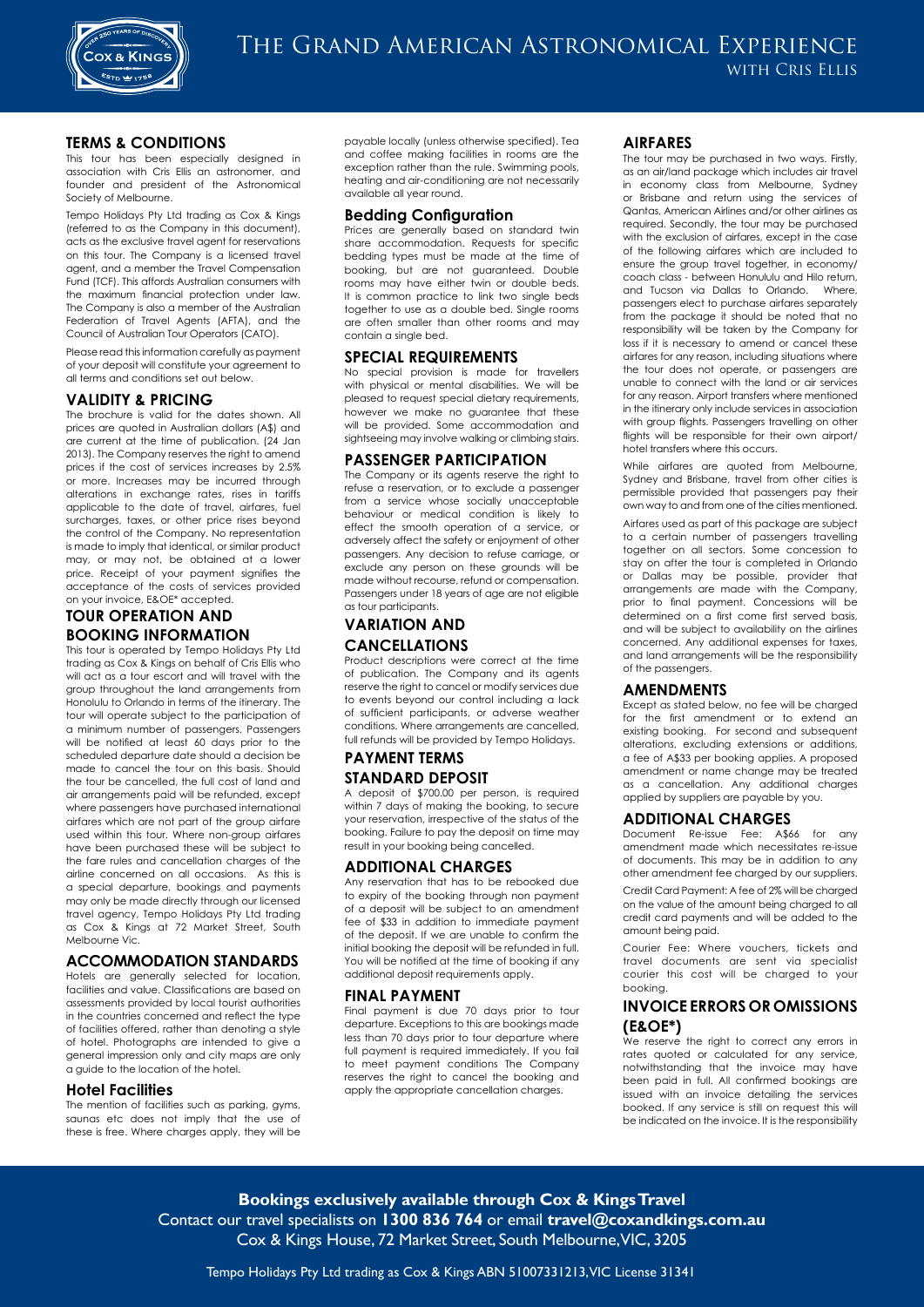# The Grand American Astronomical Experience with Cris Ellis

## TERMS & CONDITIONS

This tour has been especially designed in association with Cris Ellis an astronomer, and founder and president of the Astronomical Society of Melbourne.

Tempo Holidays Pty Ltd trading as Cox & Kings (referred to as the Company in this document), acts as the exclusive travel agent for reservations on this tour. The Company is a licensed travel agent, and a member the Travel Compensation Fund (TCF). This affords Australian consumers with the maximum financial protection under law. The Company is also a member of the Australian Federation of Travel Agents (AFTA), and the Council of Australian Tour Operators (CATO).

Please read this information carefully as payment of your deposit will constitute your agreement to all terms and conditions set out below.

## VALIDITY & PRICING

The brochure is valid for the dates shown. All prices are quoted in Australian dollars (A$) and are current at the time of publication. (24 Jan 2013). The Company reserves the right to amend prices if the cost of services increases by 2.5% or more. Increases may be incurred through alterations in exchange rates, rises in tariffs applicable to the date of travel, airfares, fuel surcharges, taxes, or other price rises beyond the control of the Company. No representation is made to imply that identical, or similar product may, or may not, be obtained at a lower price. Receipt of your payment signifies the acceptance of the costs of services provided on your invoice, E&OE* accepted.

## TOUR OPERATION AND BOOKING INFORMATION

This tour is operated by Tempo Holidays Pty Ltd trading as Cox & Kings on behalf of Cris Ellis who will act as a tour escort and will travel with the group throughout the land arrangements from Honolulu to Orlando in terms of the itinerary. The tour will operate subject to the participation of a minimum number of passengers. Passengers will be notified at least 60 days prior to the scheduled departure date should a decision be made to cancel the tour on this basis. Should the tour be cancelled, the full cost of land and air arrangements paid will be refunded, except where passengers have purchased international airfares which are not part of the group airfare used within this tour. Where non-group airfares have been purchased these will be subject to the fare rules and cancellation charges of the airline concerned on all occasions. As this is a special departure, bookings and payments may only be made directly through our licensed travel agency, Tempo Holidays Pty Ltd trading as Cox & Kings at 72 Market Street, South Melbourne Vic.

## ACCOMMODATION STANDARDS

Hotels are generally selected for location, facilities and value. Classifications are based on assessments provided by local tourist authorities in the countries concerned and reflect the type of facilities offered, rather than denoting a style of hotel. Photographs are intended to give a general impression only and city maps are only a guide to the location of the hotel.

### Hotel Facilities

The mention of facilities such as parking, gyms, saunas etc does not imply that the use of these is free. Where charges apply, they will be payable locally (unless otherwise specified). Tea and coffee making facilities in rooms are the exception rather than the rule. Swimming pools, heating and air-conditioning are not necessarily available all year round.

### Bedding Configuration

Prices are generally based on standard twin share accommodation. Requests for specific bedding types must be made at the time of booking, but are not guaranteed. Double rooms may have either twin or double beds. It is common practice to link two single beds together to use as a double bed. Single rooms are often smaller than other rooms and may contain a single bed.

## SPECIAL REQUIREMENTS

No special provision is made for travellers with physical or mental disabilities. We will be pleased to request special dietary requirements, however we make no guarantee that these will be provided. Some accommodation and sightseeing may involve walking or climbing stairs.

## PASSENGER PARTICIPATION

The Company or its agents reserve the right to refuse a reservation, or to exclude a passenger from a service whose socially unacceptable behaviour or medical condition is likely to effect the smooth operation of a service, or adversely affect the safety or enjoyment of other passengers. Any decision to refuse carriage, or exclude any person on these grounds will be made without recourse, refund or compensation. Passengers under 18 years of age are not eligible as tour participants.

## VARIATION AND CANCELLATIONS

Product descriptions were correct at the time of publication. The Company and its agents reserve the right to cancel or modify services due to events beyond our control including a lack of sufficient participants, or adverse weather conditions. Where arrangements are cancelled, full refunds will be provided by Tempo Holidays.

## PAYMENT TERMS

## STANDARD DEPOSIT

A deposit of $700.00 per person, is required within 7 days of making the booking, to secure your reservation, irrespective of the status of the booking. Failure to pay the deposit on time may result in your booking being cancelled.

## ADDITIONAL CHARGES

Any reservation that has to be rebooked due to expiry of the booking through non payment of a deposit will be subject to an amendment fee of $33 in addition to immediate payment of the deposit. If we are unable to confirm the initial booking the deposit will be refunded in full. You will be notified at the time of booking if any additional deposit requirements apply.

## FINAL PAYMENT

Final payment is due 70 days prior to tour departure. Exceptions to this are bookings made less than 70 days prior to tour departure where full payment is required immediately. If you fail to meet payment conditions The Company reserves the right to cancel the booking and apply the appropriate cancellation charges.

## AIRFARES

The tour may be purchased in two ways. Firstly, as an air/land package which includes air travel in economy class from Melbourne, Sydney or Brisbane and return using the services of Qantas, American Airlines and/or other airlines as required. Secondly, the tour may be purchased with the exclusion of airfares, except in the case of the following airfares which are included to ensure the group travel together, in economy/coach class - between Honolulu and Hilo return, and Tucson via Dallas to Orlando. Where, passengers elect to purchase airfares separately from the package it should be noted that no responsibility will be taken by the Company for loss if it is necessary to amend or cancel these airfares for any reason, including situations where the tour does not operate, or passengers are unable to connect with the land or air services for any reason. Airport transfers where mentioned in the itinerary only include services in association with group flights. Passengers travelling on other flights will be responsible for their own airport/hotel transfers where this occurs.

While airfares are quoted from Melbourne, Sydney and Brisbane, travel from other cities is permissible provided that passengers pay their own way to and from one of the cities mentioned.

Airfares used as part of this package are subject to a certain number of passengers travelling together on all sectors. Some concession to stay on after the tour is completed in Orlando or Dallas may be possible, provider that arrangements are made with the Company, prior to final payment. Concessions will be determined on a first come first served basis, and will be subject to availability on the airlines concerned. Any additional expenses for taxes, and land arrangements will be the responsibility of the passengers.

## AMENDMENTS

Except as stated below, no fee will be charged for the first amendment or to extend an existing booking. For second and subsequent alterations, excluding extensions or additions, a fee of A$33 per booking applies. A proposed amendment or name change may be treated as a cancellation. Any additional charges applied by suppliers are payable by you.

## ADDITIONAL CHARGES

Document Re-issue Fee: A$66 for any amendment made which necessitates re-issue of documents. This may be in addition to any other amendment fee charged by our suppliers.

Credit Card Payment: A fee of 2% will be charged on the value of the amount being charged to all credit card payments and will be added to the amount being paid.

Courier Fee: Where vouchers, tickets and travel documents are sent via specialist courier this cost will be charged to your booking.

## INVOICE ERRORS OR OMISSIONS (E&OE*)

We reserve the right to correct any errors in rates quoted or calculated for any service, notwithstanding that the invoice may have been paid in full. All confirmed bookings are issued with an invoice detailing the services booked. If any service is still on request this will be indicated on the invoice. It is the responsibility

**Bookings exclusively available through Cox & Kings Travel**
Contact our travel specialists on **1300 836 764** or email **travel@coxandkings.com.au**
Cox & Kings House, 72 Market Street, South Melbourne, VIC, 3205

Tempo Holidays Pty Ltd trading as Cox & Kings ABN 51007331213, VIC License 31341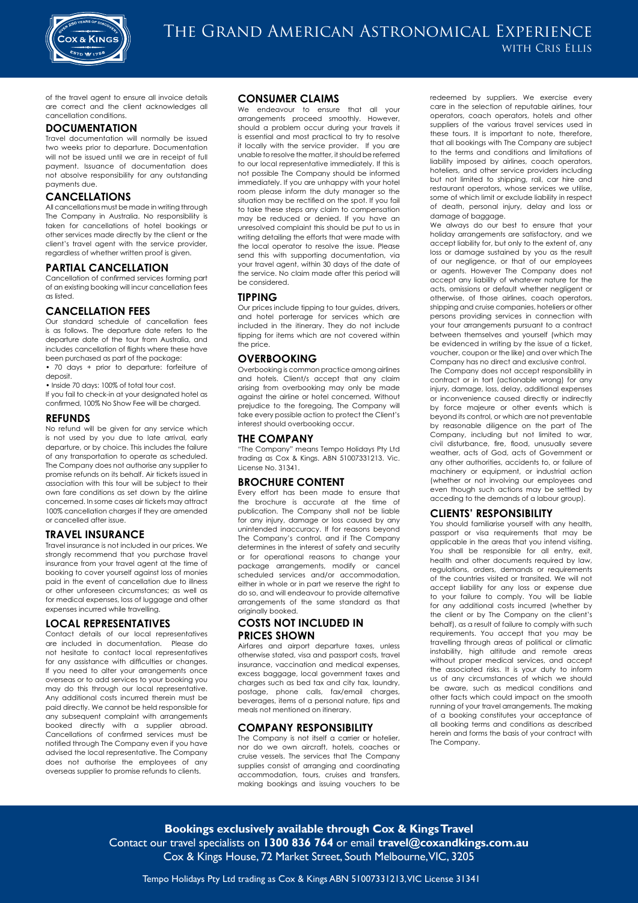of the travel agent to ensure all invoice details are correct and the client acknowledges all cancellation conditions.

## DOCUMENTATION

Travel documentation will normally be issued two weeks prior to departure. Documentation will not be issued until we are in receipt of full payment. Issuance of documentation does not absolve responsibility for any outstanding payments due.

## CANCELLATIONS

All cancellations must be made in writing through The Company in Australia. No responsibility is taken for cancellations of hotel bookings or other services made directly by the client or the client's travel agent with the service provider, regardless of whether written proof is given.

## PARTIAL CANCELLATION

Cancellation of confirmed services forming part of an existing booking will incur cancellation fees as listed.

## CANCELLATION FEES

Our standard schedule of cancellation fees is as follows. The departure date refers to the departure date of the tour from Australia, and includes cancellation of flights where these have been purchased as part of the package:

- 70 days + prior to departure: forfeiture of deposit.
- Inside 70 days: 100% of total tour cost.

If you fail to check-in at your designated hotel as confirmed, 100% No Show Fee will be charged.

## REFUNDS

No refund will be given for any service which is not used by you due to late arrival, early departure, or by choice. This includes the failure of any transportation to operate as scheduled. The Company does not authorise any supplier to promise refunds on its behalf. Air tickets issued in association with this tour will be subject to their own fare conditions as set down by the airline concerned. In some cases air tickets may attract 100% cancellation charges if they are amended or cancelled after issue.

## TRAVEL INSURANCE

Travel insurance is not included in our prices. We strongly recommend that you purchase travel insurance from your travel agent at the time of booking to cover yourself against loss of monies paid in the event of cancellation due to illness or other unforeseen circumstances; as well as for medical expenses, loss of luggage and other expenses incurred while travelling.

## LOCAL REPRESENTATIVES

Contact details of our local representatives are included in documentation. Please do not hesitate to contact local representatives for any assistance with difficulties or changes. If you need to alter your arrangements once overseas or to add services to your booking you may do this through our local representative. Any additional costs incurred therein must be paid directly. We cannot be held responsible for any subsequent complaint with arrangements booked directly with a supplier abroad. Cancellations of confirmed services must be notified through The Company even if you have advised the local representative. The Company does not authorise the employees of any overseas supplier to promise refunds to clients.

## CONSUMER CLAIMS

We endeavour to ensure that all your arrangements proceed smoothly. However, should a problem occur during your travels it is essential and most practical to try to resolve it locally with the service provider. If you are unable to resolve the matter, it should be referred to our local representative immediately. If this is not possible The Company should be informed immediately. If you are unhappy with your hotel room please inform the duty manager so the situation may be rectified on the spot. If you fail to take these steps any claim to compensation may be reduced or denied. If you have an unresolved complaint this should be put to us in writing detailing the efforts that were made with the local operator to resolve the issue. Please send this with supporting documentation, via your travel agent, within 30 days of the date of the service. No claim made after this period will be considered.

## TIPPING

Our prices include tipping to tour guides, drivers, and hotel porterage for services which are included in the itinerary. They do not include tipping for items which are not covered within the price.

## OVERBOOKING

Overbooking is common practice among airlines and hotels. Client/s accept that any claim arising from overbooking may only be made against the airline or hotel concerned. Without prejudice to the foregoing, The Company will take every possible action to protect the Client's interest should overbooking occur.

## THE COMPANY

"The Company" means Tempo Holidays Pty Ltd trading as Cox & Kings. ABN 51007331213. Vic. License No. 31341.

## BROCHURE CONTENT

Every effort has been made to ensure that the brochure is accurate at the time of publication. The Company shall not be liable for any injury, damage or loss caused by any unintended inaccuracy. If for reasons beyond The Company's control, and if The Company determines in the interest of safety and security or for operational reasons to change your package arrangements, modify or cancel scheduled services and/or accommodation, either in whole or in part we reserve the right to do so, and will endeavour to provide alternative arrangements of the same standard as that originally booked.

## COSTS NOT INCLUDED IN PRICES SHOWN

Airfares and airport departure taxes, unless otherwise stated, visa and passport costs, travel insurance, vaccination and medical expenses, excess baggage, local government taxes and charges such as bed tax and city tax, laundry, postage, phone calls, fax/email charges, beverages, items of a personal nature, tips and meals not mentioned on itinerary.

## COMPANY RESPONSIBILITY

The Company is not itself a carrier or hotelier, nor do we own aircraft, hotels, coaches or cruise vessels. The services that The Company supplies consist of arranging and coordinating accommodation, tours, cruises and transfers, making bookings and issuing vouchers to be redeemed by suppliers. We exercise every care in the selection of reputable airlines, tour operators, coach operators, hotels and other suppliers of the various travel services used in these tours. It is important to note, therefore, that all bookings with The Company are subject to the terms and conditions and limitations of liability imposed by airlines, coach operators, hoteliers, and other service providers including but not limited to shipping, rail, car hire and restaurant operators, whose services we utilise, some of which limit or exclude liability in respect of death, personal injury, delay and loss or damage of baggage.

We always do our best to ensure that your holiday arrangements are satisfactory, and we accept liability for, but only to the extent of, any loss or damage sustained by you as the result of our negligence, or that of our employees or agents. However The Company does not accept any liability of whatever nature for the acts, omissions or default whether negligent or otherwise, of those airlines, coach operators, shipping and cruise companies, hoteliers or other persons providing services in connection with your tour arrangements pursuant to a contract between themselves and yourself (which may be evidenced in writing by the issue of a ticket, voucher, coupon or the like) and over which The Company has no direct and exclusive control.

The Company does not accept responsibility in contract or in tort (actionable wrong) for any injury, damage, loss, delay, additional expenses or inconvenience caused directly or indirectly by force majeure or other events which is beyond its control, or which are not preventable by reasonable diligence on the part of The Company, including but not limited to war, civil disturbance, fire, flood, unusually severe weather, acts of God, acts of Government or any other authorities, accidents to, or failure of machinery or equipment, or industrial action (whether or not involving our employees and even though such actions may be settled by acceding to the demands of a labour group).

## CLIENTS' RESPONSIBILITY

You should familiarise yourself with any health, passport or visa requirements that may be applicable in the areas that you intend visiting. You shall be responsible for all entry, exit, health and other documents required by law, regulations, orders, demands or requirements of the countries visited or transited. We will not accept liability for any loss or expense due to your failure to comply. You will be liable for any additional costs incurred (whether by the client or by The Company on the client's behalf), as a result of failure to comply with such requirements. You accept that you may be travelling through areas of political or climatic instability, high altitude and remote areas without proper medical services, and accept the associated risks. It is your duty to inform us of any circumstances of which we should be aware, such as medical conditions and other facts which could impact on the smooth running of your travel arrangements. The making of a booking constitutes your acceptance of all booking terms and conditions as described herein and forms the basis of your contract with The Company.

**Bookings exclusively available through Cox & Kings Travel**
Contact our travel specialists on **1300 836 764** or email **travel@coxandkings.com.au**
Cox & Kings House, 72 Market Street, South Melbourne, VIC, 3205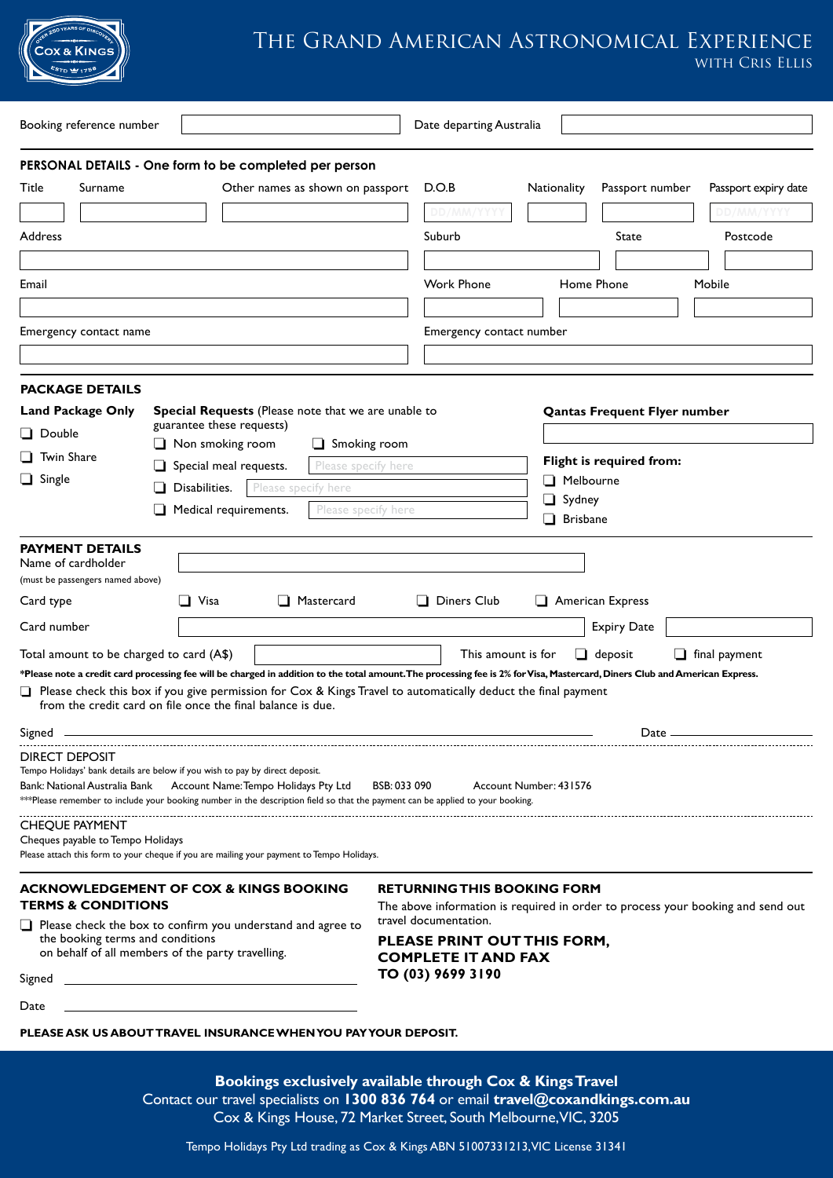COX & KINGS — OVER 250 YEARS OF DISCOVERY — ESTD 1758

# The Grand American Astronomical Experience

with Cris Ellis

Booking reference number ______ Date departing Australia ______

## PERSONAL DETAILS - One form to be completed per person

| Title | Surname | Other names as shown on passport | D.O.B | Nationality | Passport number | Passport expiry date |
|---|---|---|---|---|---|---|
| | | | DD/MM/YYYY | | | DD/MM/YYYY |

| Address | Suburb | State | Postcode |
|---|---|---|---|
| | | | |

| Email | Work Phone | Home Phone | Mobile |
|---|---|---|---|
| | | | |

| Emergency contact name | Emergency contact number |
|---|---|
| | |

## PACKAGE DETAILS

**Land Package Only**

- ❑ Double
- ❑ Twin Share
- ❑ Single

**Special Requests** (Please note that we are unable to guarantee these requests)

- ❑ Non smoking room ❑ Smoking room
- ❑ Special meal requests. Please specify here
- ❑ Disabilities. Please specify here
- ❑ Medical requirements. Please specify here

**Qantas Frequent Flyer number** ______

**Flight is required from:**

- ❑ Melbourne
- ❑ Sydney
- ❑ Brisbane

## PAYMENT DETAILS

Name of cardholder (must be passengers named above) ______

Card type ❑ Visa ❑ Mastercard ❑ Diners Club ❑ American Express

Card number ______ Expiry Date ______

Total amount to be charged to card (A$) ______ This amount is for ❑ deposit ❑ final payment

**\*Please note a credit card processing fee will be charged in addition to the total amount. The processing fee is 2% for Visa, Mastercard, Diners Club and American Express.**

❑ Please check this box if you give permission for Cox & Kings Travel to automatically deduct the final payment from the credit card on file once the final balance is due.

Signed ______ Date ______

DIRECT DEPOSIT

Tempo Holidays' bank details are below if you wish to pay by direct deposit.

Bank: National Australia Bank Account Name: Tempo Holidays Pty Ltd BSB: 033 090 Account Number: 431576

\*\*\*Please remember to include your booking number in the description field so that the payment can be applied to your booking.

CHEQUE PAYMENT

Cheques payable to Tempo Holidays

Please attach this form to your cheque if you are mailing your payment to Tempo Holidays.

## ACKNOWLEDGEMENT OF COX & KINGS BOOKING TERMS & CONDITIONS

❑ Please check the box to confirm you understand and agree to the booking terms and conditions on behalf of all members of the party travelling.

Signed ______

Date ______

## RETURNING THIS BOOKING FORM

The above information is required in order to process your booking and send out travel documentation.

**PLEASE PRINT OUT THIS FORM, COMPLETE IT AND FAX TO (03) 9699 3190**

**PLEASE ASK US ABOUT TRAVEL INSURANCE WHEN YOU PAY YOUR DEPOSIT.**

**Bookings exclusively available through Cox & Kings Travel**

Contact our travel specialists on **1300 836 764** or email **travel@coxandkings.com.au**

Cox & Kings House, 72 Market Street, South Melbourne, VIC, 3205

Tempo Holidays Pty Ltd trading as Cox & Kings ABN 51007331213, VIC License 31341